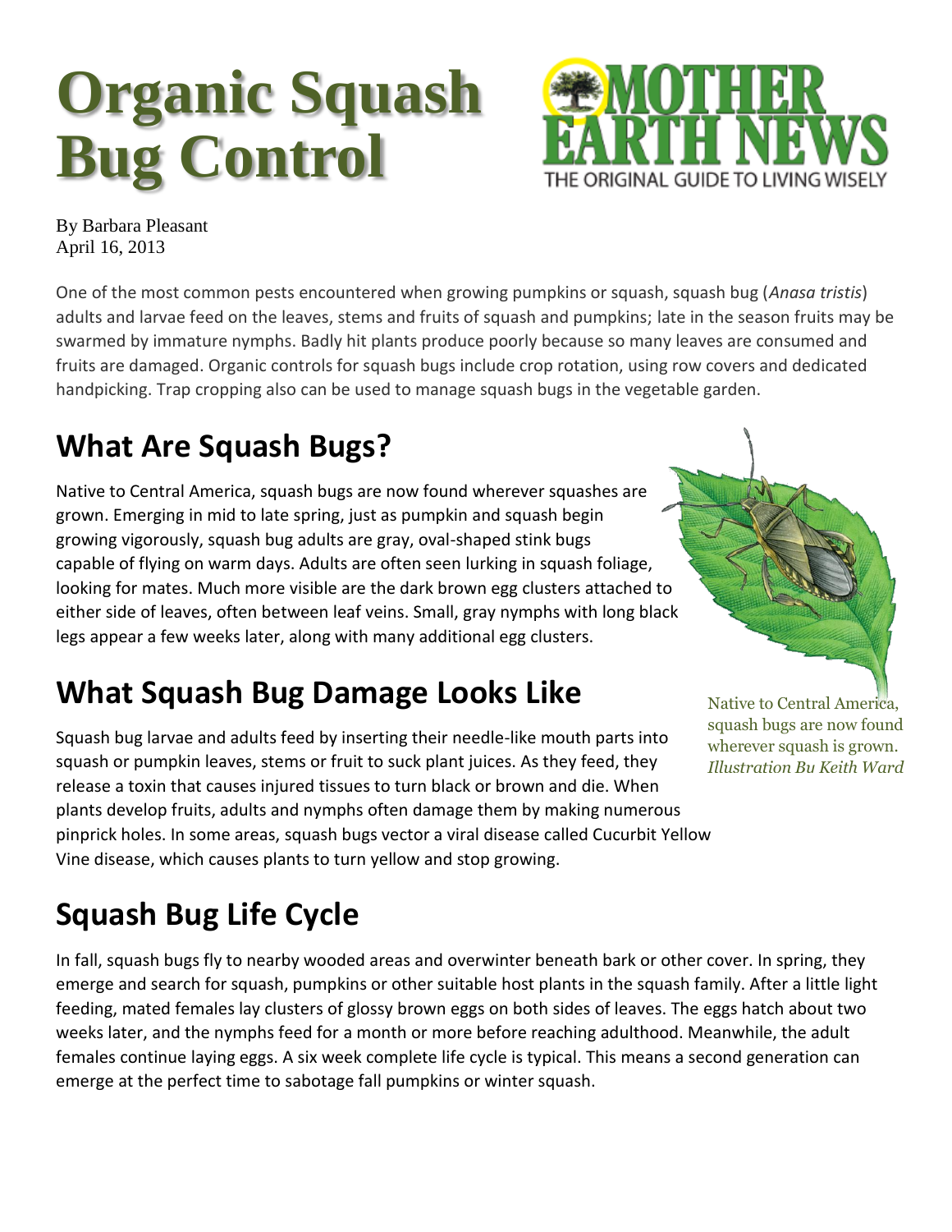# Organic Squash Bug Control

By Barbara Pleasant
April 16, 2013

One of the most common pests encountered when growing pumpkins or squash, squash bug (*Anasa tristis*) adults and larvae feed on the leaves, stems and fruits of squash and pumpkins; late in the season fruits may be swarmed by immature nymphs. Badly hit plants produce poorly because so many leaves are consumed and fruits are damaged. Organic controls for squash bugs include crop rotation, using row covers and dedicated handpicking. Trap cropping also can be used to manage squash bugs in the vegetable garden.

## What Are Squash Bugs?

Native to Central America, squash bugs are now found wherever squashes are grown. Emerging in mid to late spring, just as pumpkin and squash begin growing vigorously, squash bug adults are gray, oval-shaped stink bugs capable of flying on warm days. Adults are often seen lurking in squash foliage, looking for mates. Much more visible are the dark brown egg clusters attached to either side of leaves, often between leaf veins. Small, gray nymphs with long black legs appear a few weeks later, along with many additional egg clusters.

Native to Central America, squash bugs are now found wherever squash is grown. *Illustration Bu Keith Ward*

## What Squash Bug Damage Looks Like

Squash bug larvae and adults feed by inserting their needle-like mouth parts into squash or pumpkin leaves, stems or fruit to suck plant juices. As they feed, they release a toxin that causes injured tissues to turn black or brown and die. When plants develop fruits, adults and nymphs often damage them by making numerous pinprick holes. In some areas, squash bugs vector a viral disease called Cucurbit Yellow Vine disease, which causes plants to turn yellow and stop growing.

## Squash Bug Life Cycle

In fall, squash bugs fly to nearby wooded areas and overwinter beneath bark or other cover. In spring, they emerge and search for squash, pumpkins or other suitable host plants in the squash family. After a little light feeding, mated females lay clusters of glossy brown eggs on both sides of leaves. The eggs hatch about two weeks later, and the nymphs feed for a month or more before reaching adulthood. Meanwhile, the adult females continue laying eggs. A six week complete life cycle is typical. This means a second generation can emerge at the perfect time to sabotage fall pumpkins or winter squash.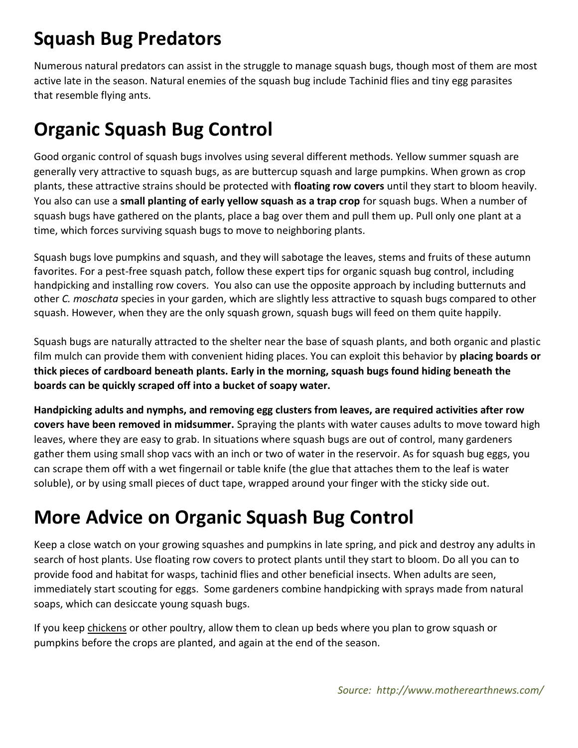## Squash Bug Predators

Numerous natural predators can assist in the struggle to manage squash bugs, though most of them are most active late in the season. Natural enemies of the squash bug include Tachinid flies and tiny egg parasites that resemble flying ants.

## Organic Squash Bug Control

Good organic control of squash bugs involves using several different methods. Yellow summer squash are generally very attractive to squash bugs, as are buttercup squash and large pumpkins. When grown as crop plants, these attractive strains should be protected with **floating row covers** until they start to bloom heavily. You also can use a **small planting of early yellow squash as a trap crop** for squash bugs. When a number of squash bugs have gathered on the plants, place a bag over them and pull them up. Pull only one plant at a time, which forces surviving squash bugs to move to neighboring plants.

Squash bugs love pumpkins and squash, and they will sabotage the leaves, stems and fruits of these autumn favorites. For a pest-free squash patch, follow these expert tips for organic squash bug control, including handpicking and installing row covers. You also can use the opposite approach by including butternuts and other *C. moschata* species in your garden, which are slightly less attractive to squash bugs compared to other squash. However, when they are the only squash grown, squash bugs will feed on them quite happily.

Squash bugs are naturally attracted to the shelter near the base of squash plants, and both organic and plastic film mulch can provide them with convenient hiding places. You can exploit this behavior by **placing boards or thick pieces of cardboard beneath plants. Early in the morning, squash bugs found hiding beneath the boards can be quickly scraped off into a bucket of soapy water.**

**Handpicking adults and nymphs, and removing egg clusters from leaves, are required activities after row covers have been removed in midsummer.** Spraying the plants with water causes adults to move toward high leaves, where they are easy to grab. In situations where squash bugs are out of control, many gardeners gather them using small shop vacs with an inch or two of water in the reservoir. As for squash bug eggs, you can scrape them off with a wet fingernail or table knife (the glue that attaches them to the leaf is water soluble), or by using small pieces of duct tape, wrapped around your finger with the sticky side out.

## More Advice on Organic Squash Bug Control

Keep a close watch on your growing squashes and pumpkins in late spring, and pick and destroy any adults in search of host plants. Use floating row covers to protect plants until they start to bloom. Do all you can to provide food and habitat for wasps, tachinid flies and other beneficial insects. When adults are seen, immediately start scouting for eggs. Some gardeners combine handpicking with sprays made from natural soaps, which can desiccate young squash bugs.

If you keep chickens or other poultry, allow them to clean up beds where you plan to grow squash or pumpkins before the crops are planted, and again at the end of the season.

*Source: http://www.motherearthnews.com/*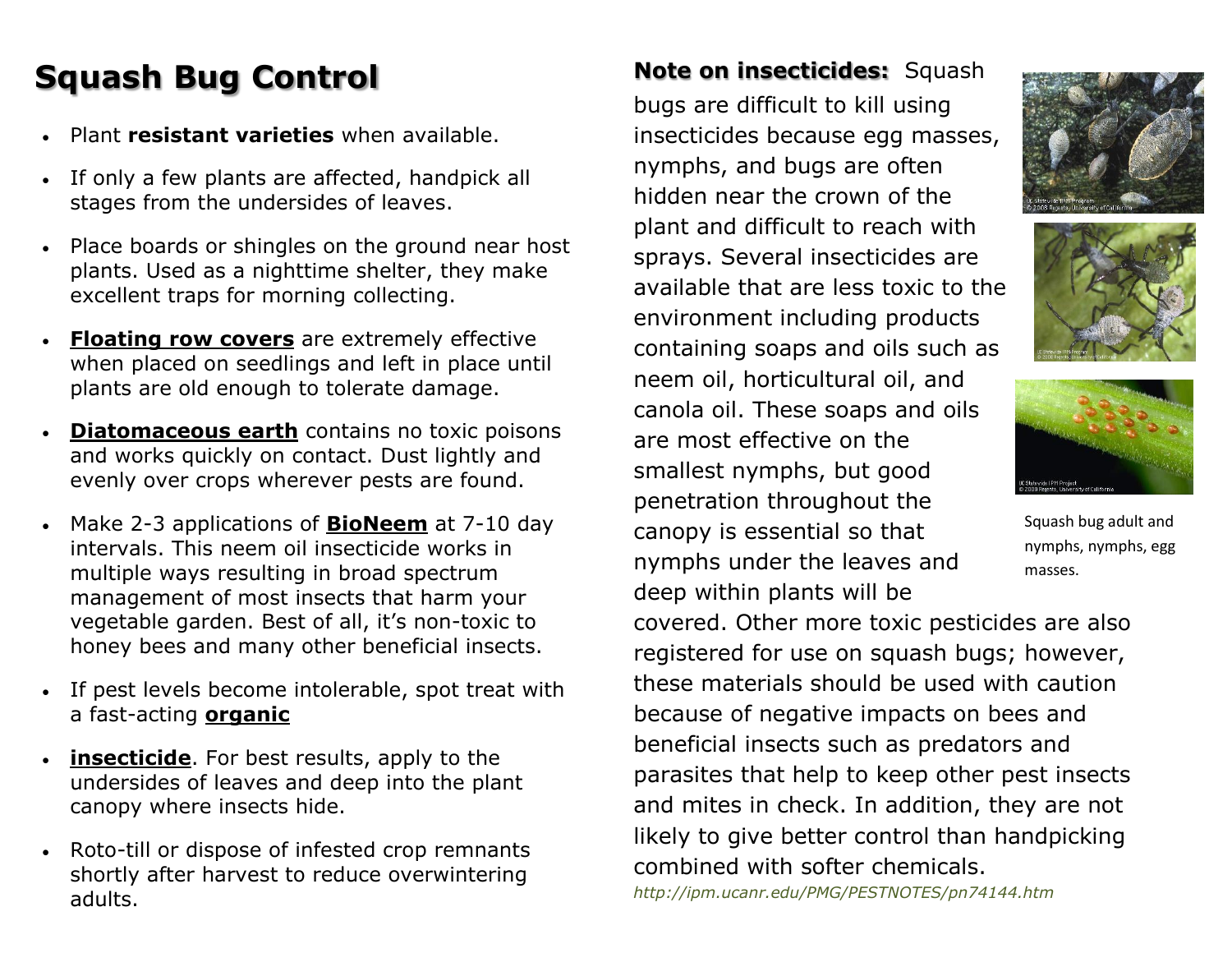# Squash Bug Control

- Plant **resistant varieties** when available.
- If only a few plants are affected, handpick all stages from the undersides of leaves.
- Place boards or shingles on the ground near host plants. Used as a nighttime shelter, they make excellent traps for morning collecting.
- **Floating row covers** are extremely effective when placed on seedlings and left in place until plants are old enough to tolerate damage.
- **Diatomaceous earth** contains no toxic poisons and works quickly on contact. Dust lightly and evenly over crops wherever pests are found.
- Make 2-3 applications of **BioNeem** at 7-10 day intervals. This neem oil insecticide works in multiple ways resulting in broad spectrum management of most insects that harm your vegetable garden. Best of all, it's non-toxic to honey bees and many other beneficial insects.
- If pest levels become intolerable, spot treat with a fast-acting **organic**
- **insecticide**. For best results, apply to the undersides of leaves and deep into the plant canopy where insects hide.
- Roto-till or dispose of infested crop remnants shortly after harvest to reduce overwintering adults.

**Note on insecticides:** Squash bugs are difficult to kill using insecticides because egg masses, nymphs, and bugs are often hidden near the crown of the plant and difficult to reach with sprays. Several insecticides are available that are less toxic to the environment including products containing soaps and oils such as neem oil, horticultural oil, and canola oil. These soaps and oils are most effective on the smallest nymphs, but good penetration throughout the canopy is essential so that nymphs under the leaves and deep within plants will be covered. Other more toxic pesticides are also registered for use on squash bugs; however, these materials should be used with caution because of negative impacts on bees and beneficial insects such as predators and parasites that help to keep other pest insects and mites in check. In addition, they are not likely to give better control than handpicking combined with softer chemicals.

*http://ipm.ucanr.edu/PMG/PESTNOTES/pn74144.htm*

Squash bug adult and nymphs, nymphs, egg masses.